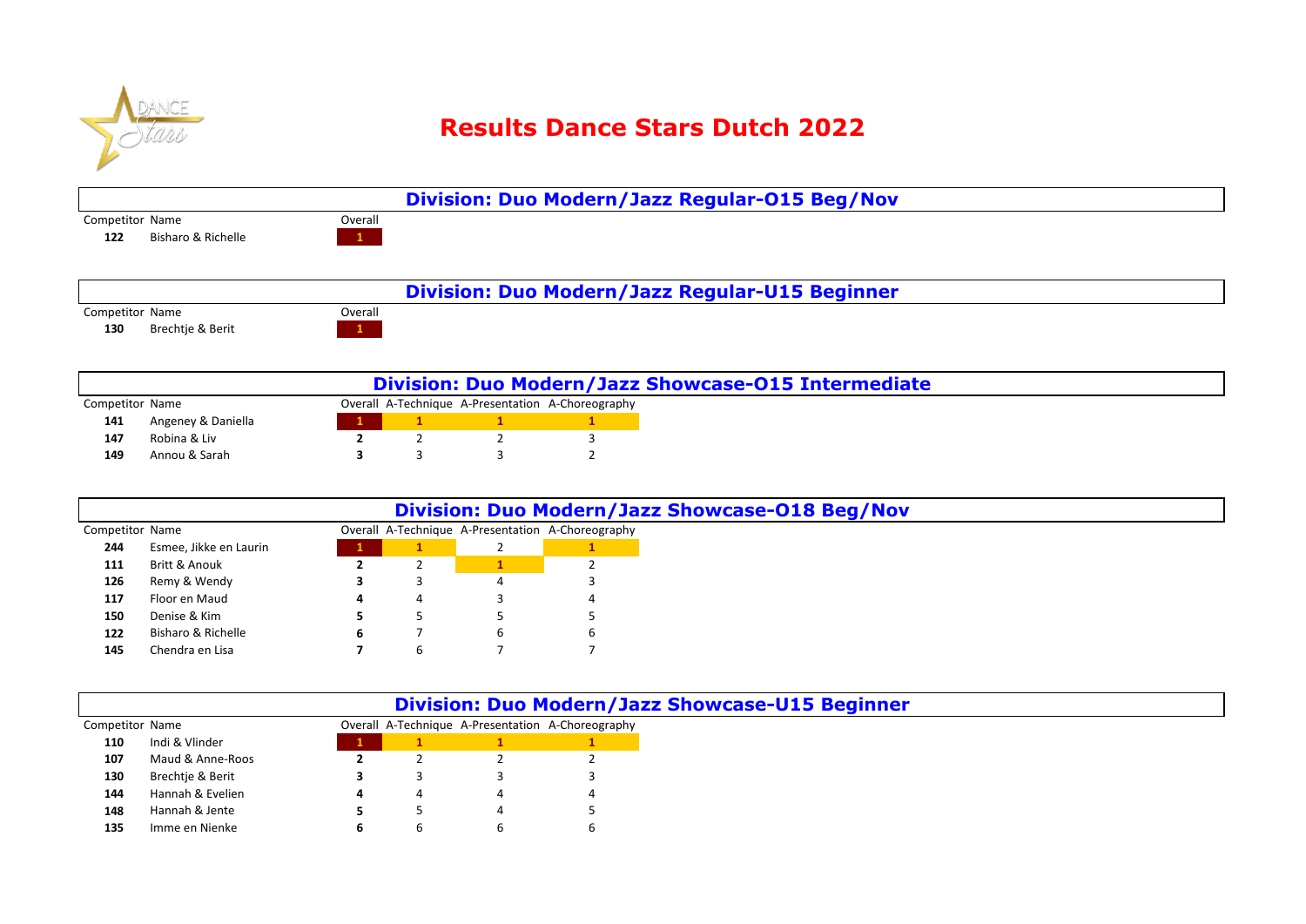# Results Dance Stars Dutch 2022

## Division: Duo Modern/Jazz Regular-O15 Beg/Nov

| Competitor | Name | Overall |
|---|---|---|
| 122 | Bisharo & Richelle | 1 |

## Division: Duo Modern/Jazz Regular-U15 Beginner

| Competitor | Name | Overall |
|---|---|---|
| 130 | Brechtje & Berit | 1 |

## Division: Duo Modern/Jazz Showcase-O15 Intermediate

| Competitor | Name | Overall | A-Technique | A-Presentation | A-Choreography |
|---|---|---|---|---|---|
| 141 | Angeney & Daniella | 1 | 1 | 1 | 1 |
| 147 | Robina & Liv | 2 | 2 | 2 | 3 |
| 149 | Annou & Sarah | 3 | 3 | 3 | 2 |

## Division: Duo Modern/Jazz Showcase-O18 Beg/Nov

| Competitor | Name | Overall | A-Technique | A-Presentation | A-Choreography |
|---|---|---|---|---|---|
| 244 | Esmee, Jikke en Laurin | 1 | 1 | 2 | 1 |
| 111 | Britt & Anouk | 2 | 2 | 1 | 2 |
| 126 | Remy & Wendy | 3 | 3 | 4 | 3 |
| 117 | Floor en Maud | 4 | 4 | 3 | 4 |
| 150 | Denise & Kim | 5 | 5 | 5 | 5 |
| 122 | Bisharo & Richelle | 6 | 7 | 6 | 6 |
| 145 | Chendra en Lisa | 7 | 6 | 7 | 7 |

## Division: Duo Modern/Jazz Showcase-U15 Beginner

| Competitor | Name | Overall | A-Technique | A-Presentation | A-Choreography |
|---|---|---|---|---|---|
| 110 | Indi & Vlinder | 1 | 1 | 1 | 1 |
| 107 | Maud & Anne-Roos | 2 | 2 | 2 | 2 |
| 130 | Brechtje & Berit | 3 | 3 | 3 | 3 |
| 144 | Hannah & Evelien | 4 | 4 | 4 | 4 |
| 148 | Hannah & Jente | 5 | 5 | 4 | 5 |
| 135 | Imme en Nienke | 6 | 6 | 6 | 6 |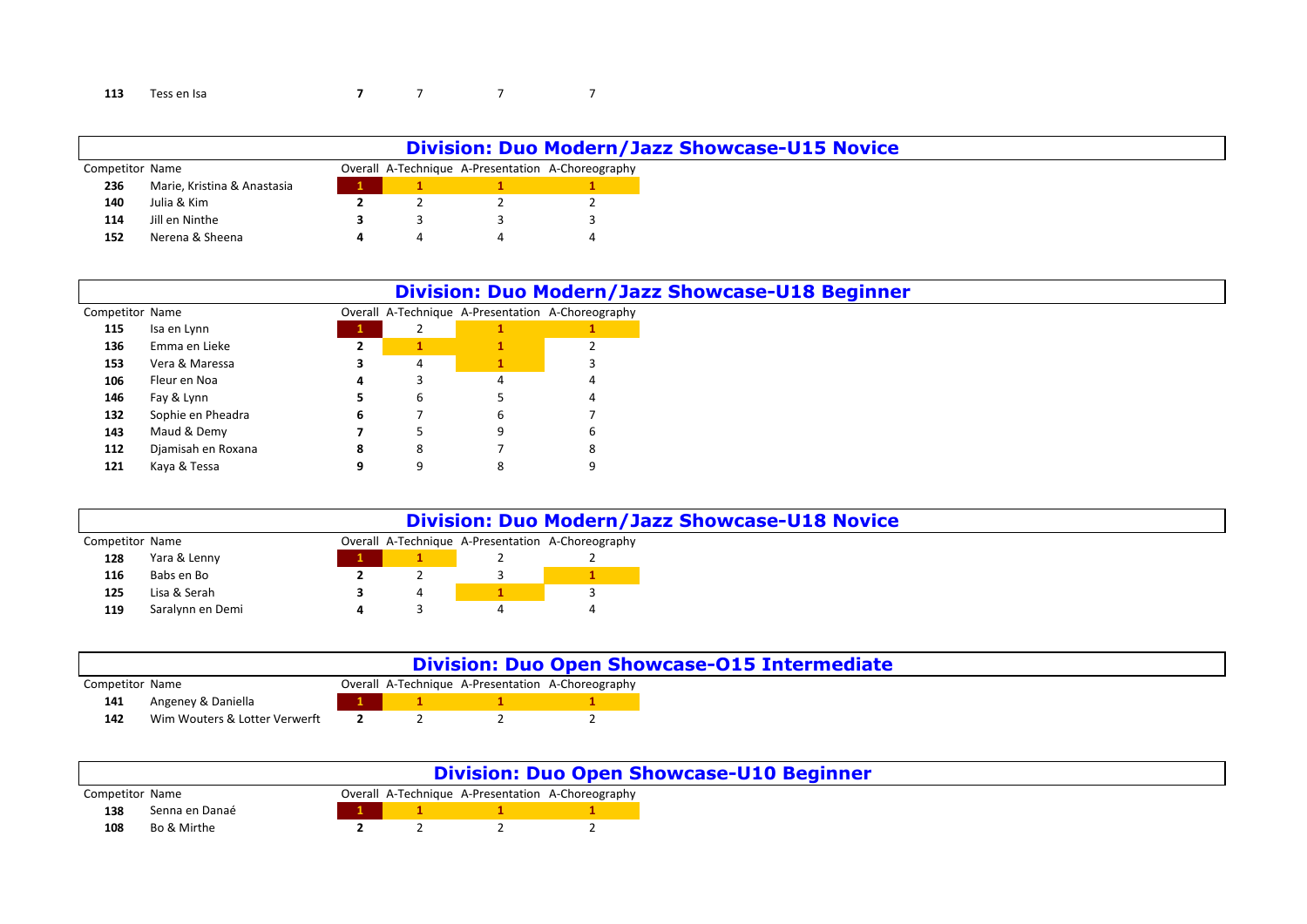| | | | | | |
|---|---|---|---|---|---|
| **113** | Tess en Isa | **7** | 7 | 7 | 7 |

## Division: Duo Modern/Jazz Showcase-U15 Novice

| Competitor | Name | Overall | A-Technique | A-Presentation | A-Choreography |
|---|---|---|---|---|---|
| **236** | Marie, Kristina & Anastasia | **1** | **1** | **1** | **1** |
| **140** | Julia & Kim | **2** | 2 | 2 | 2 |
| **114** | Jill en Ninthe | **3** | 3 | 3 | 3 |
| **152** | Nerena & Sheena | **4** | 4 | 4 | 4 |

## Division: Duo Modern/Jazz Showcase-U18 Beginner

| Competitor | Name | Overall | A-Technique | A-Presentation | A-Choreography |
|---|---|---|---|---|---|
| **115** | Isa en Lynn | **1** | 2 | **1** | **1** |
| **136** | Emma en Lieke | **2** | **1** | **1** | 2 |
| **153** | Vera & Maressa | **3** | 4 | **1** | 3 |
| **106** | Fleur en Noa | **4** | 3 | 4 | 4 |
| **146** | Fay & Lynn | **5** | 6 | 5 | 4 |
| **132** | Sophie en Pheadra | **6** | 7 | 6 | 7 |
| **143** | Maud & Demy | **7** | 5 | 9 | 6 |
| **112** | Djamisah en Roxana | **8** | 8 | 7 | 8 |
| **121** | Kaya & Tessa | **9** | 9 | 8 | 9 |

## Division: Duo Modern/Jazz Showcase-U18 Novice

| Competitor | Name | Overall | A-Technique | A-Presentation | A-Choreography |
|---|---|---|---|---|---|
| **128** | Yara & Lenny | **1** | **1** | 2 | 2 |
| **116** | Babs en Bo | **2** | 2 | 3 | **1** |
| **125** | Lisa & Serah | **3** | 4 | **1** | 3 |
| **119** | Saralynn en Demi | **4** | 3 | 4 | 4 |

## Division: Duo Open Showcase-O15 Intermediate

| Competitor | Name | Overall | A-Technique | A-Presentation | A-Choreography |
|---|---|---|---|---|---|
| **141** | Angeney & Daniella | **1** | **1** | **1** | **1** |
| **142** | Wim Wouters & Lotter Verwerft | **2** | 2 | 2 | 2 |

## Division: Duo Open Showcase-U10 Beginner

| Competitor | Name | Overall | A-Technique | A-Presentation | A-Choreography |
|---|---|---|---|---|---|
| **138** | Senna en Danaé | **1** | **1** | **1** | **1** |
| **108** | Bo & Mirthe | **2** | 2 | 2 | 2 |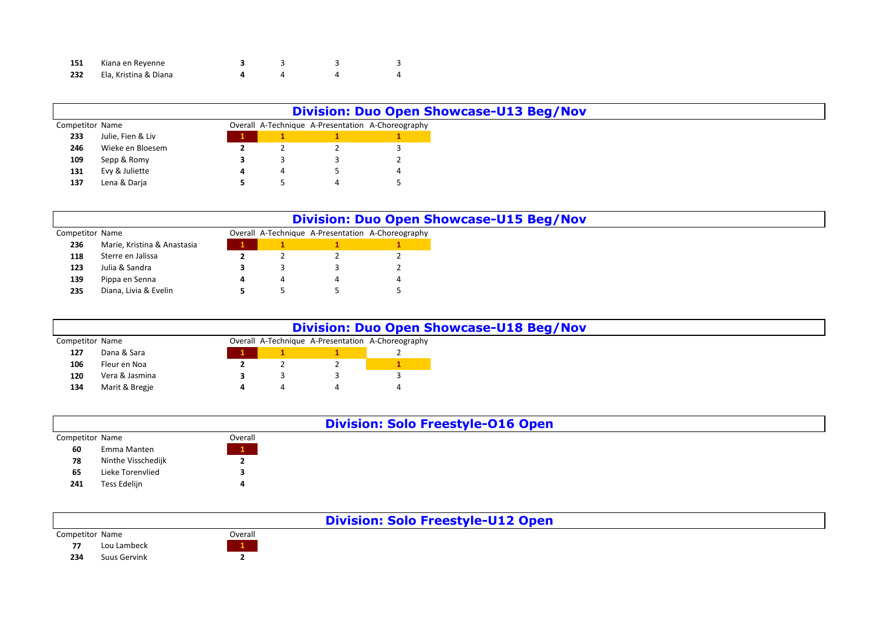| Competitor | Name | Overall | A-Technique | A-Presentation | A-Choreography |
|---|---|---|---|---|---|
| 151 | Kiana en Reyenne | 3 | 3 | 3 | 3 |
| 232 | Ela, Kristina & Diana | 4 | 4 | 4 | 4 |

## Division: Duo Open Showcase-U13 Beg/Nov

| Competitor | Name | Overall | A-Technique | A-Presentation | A-Choreography |
|---|---|---|---|---|---|
| 233 | Julie, Fien & Liv | 1 | 1 | 1 | 1 |
| 246 | Wieke en Bloesem | 2 | 2 | 2 | 3 |
| 109 | Sepp & Romy | 3 | 3 | 3 | 2 |
| 131 | Evy & Juliette | 4 | 4 | 5 | 4 |
| 137 | Lena & Darja | 5 | 5 | 4 | 5 |

## Division: Duo Open Showcase-U15 Beg/Nov

| Competitor | Name | Overall | A-Technique | A-Presentation | A-Choreography |
|---|---|---|---|---|---|
| 236 | Marie, Kristina & Anastasia | 1 | 1 | 1 | 1 |
| 118 | Sterre en Jalissa | 2 | 2 | 2 | 2 |
| 123 | Julia & Sandra | 3 | 3 | 3 | 2 |
| 139 | Pippa en Senna | 4 | 4 | 4 | 4 |
| 235 | Diana, Livia & Evelin | 5 | 5 | 5 | 5 |

## Division: Duo Open Showcase-U18 Beg/Nov

| Competitor | Name | Overall | A-Technique | A-Presentation | A-Choreography |
|---|---|---|---|---|---|
| 127 | Dana & Sara | 1 | 1 | 1 | 2 |
| 106 | Fleur en Noa | 2 | 2 | 2 | 1 |
| 120 | Vera & Jasmina | 3 | 3 | 3 | 3 |
| 134 | Marit & Bregje | 4 | 4 | 4 | 4 |

## Division: Solo Freestyle-O16 Open

| Competitor | Name | Overall |
|---|---|---|
| 60 | Emma Manten | 1 |
| 78 | Ninthe Visschedijk | 2 |
| 65 | Lieke Torenvlied | 3 |
| 241 | Tess Edelijn | 4 |

## Division: Solo Freestyle-U12 Open

| Competitor | Name | Overall |
|---|---|---|
| 77 | Lou Lambeck | 1 |
| 234 | Suus Gervink | 2 |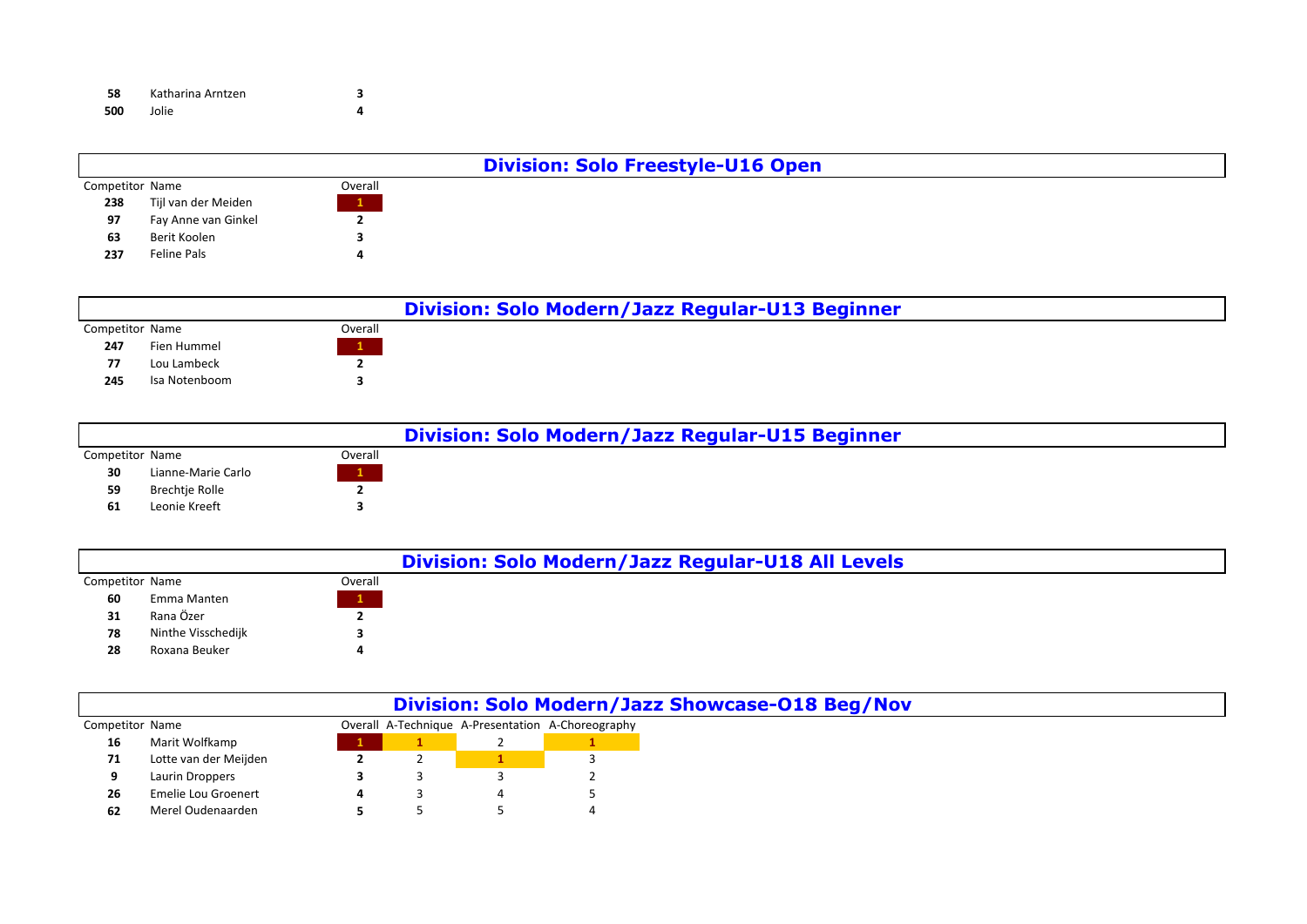| | | |
|---|---|---|
| **58** | Katharina Arntzen | **3** |
| **500** | Jolie | **4** |

## Division: Solo Freestyle-U16 Open

| Competitor | Name | Overall |
|---|---|---|
| **238** | Tijl van der Meiden | **1** |
| **97** | Fay Anne van Ginkel | **2** |
| **63** | Berit Koolen | **3** |
| **237** | Feline Pals | **4** |

## Division: Solo Modern/Jazz Regular-U13 Beginner

| Competitor | Name | Overall |
|---|---|---|
| **247** | Fien Hummel | **1** |
| **77** | Lou Lambeck | **2** |
| **245** | Isa Notenboom | **3** |

## Division: Solo Modern/Jazz Regular-U15 Beginner

| Competitor | Name | Overall |
|---|---|---|
| **30** | Lianne-Marie Carlo | **1** |
| **59** | Brechtje Rolle | **2** |
| **61** | Leonie Kreeft | **3** |

## Division: Solo Modern/Jazz Regular-U18 All Levels

| Competitor | Name | Overall |
|---|---|---|
| **60** | Emma Manten | **1** |
| **31** | Rana Özer | **2** |
| **78** | Ninthe Visschedijk | **3** |
| **28** | Roxana Beuker | **4** |

## Division: Solo Modern/Jazz Showcase-O18 Beg/Nov

| Competitor | Name | Overall | A-Technique | A-Presentation | A-Choreography |
|---|---|---|---|---|---|
| **16** | Marit Wolfkamp | **1** | **1** | 2 | **1** |
| **71** | Lotte van der Meijden | **2** | 2 | **1** | 3 |
| **9** | Laurin Droppers | **3** | 3 | 3 | 2 |
| **26** | Emelie Lou Groenert | **4** | 3 | 4 | 5 |
| **62** | Merel Oudenaarden | **5** | 5 | 5 | 4 |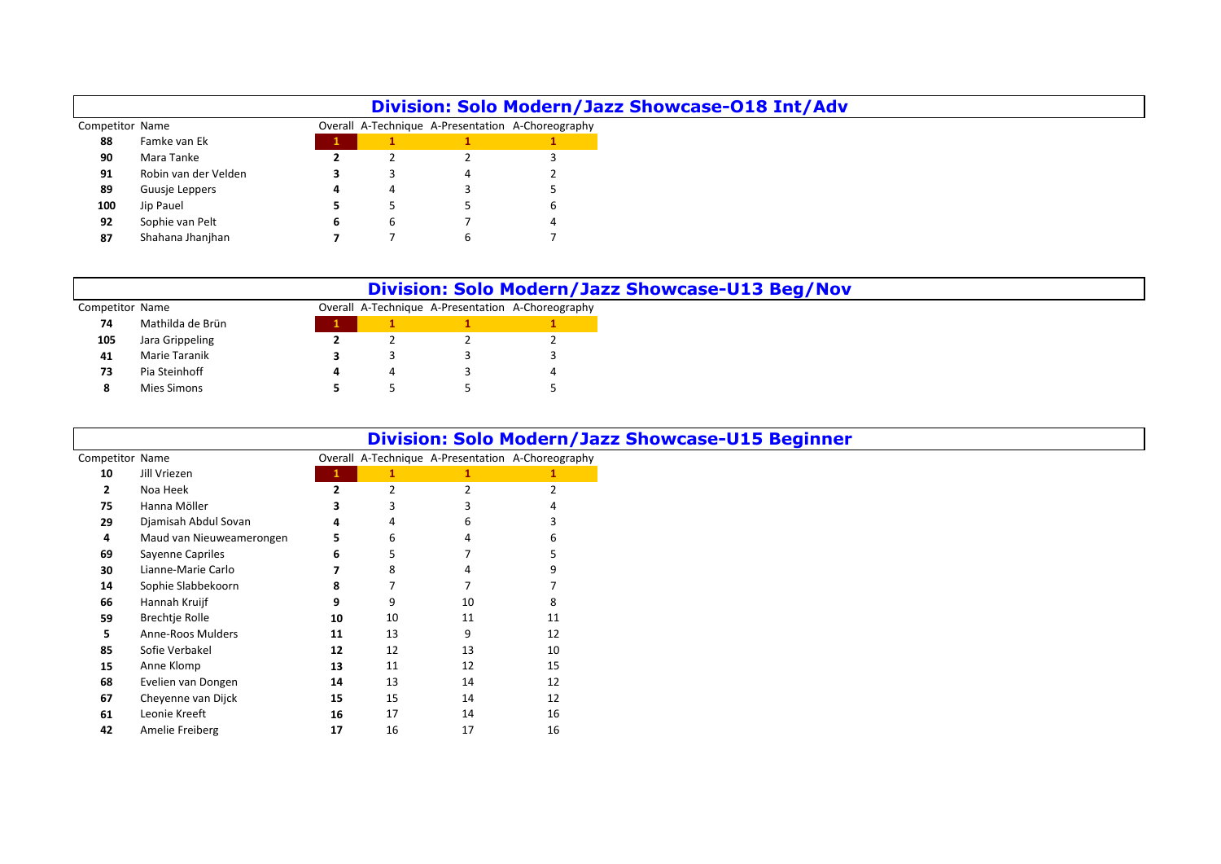## Division: Solo Modern/Jazz Showcase-O18 Int/Adv

| Competitor | Name | Overall | A-Technique | A-Presentation | A-Choreography |
|---|---|---|---|---|---|
| **88** | Famke van Ek | **1** | **1** | **1** | **1** |
| **90** | Mara Tanke | **2** | 2 | 2 | 3 |
| **91** | Robin van der Velden | **3** | 3 | 4 | 2 |
| **89** | Guusje Leppers | **4** | 4 | 3 | 5 |
| **100** | Jip Pauel | **5** | 5 | 5 | 6 |
| **92** | Sophie van Pelt | **6** | 6 | 7 | 4 |
| **87** | Shahana Jhanjhan | **7** | 7 | 6 | 7 |

## Division: Solo Modern/Jazz Showcase-U13 Beg/Nov

| Competitor | Name | Overall | A-Technique | A-Presentation | A-Choreography |
|---|---|---|---|---|---|
| **74** | Mathilda de Brün | **1** | **1** | **1** | **1** |
| **105** | Jara Grippeling | **2** | 2 | 2 | 2 |
| **41** | Marie Taranik | **3** | 3 | 3 | 3 |
| **73** | Pia Steinhoff | **4** | 4 | 3 | 4 |
| **8** | Mies Simons | **5** | 5 | 5 | 5 |

## Division: Solo Modern/Jazz Showcase-U15 Beginner

| Competitor | Name | Overall | A-Technique | A-Presentation | A-Choreography |
|---|---|---|---|---|---|
| **10** | Jill Vriezen | **1** | **1** | **1** | **1** |
| **2** | Noa Heek | **2** | 2 | 2 | 2 |
| **75** | Hanna Möller | **3** | 3 | 3 | 4 |
| **29** | Djamisah Abdul Sovan | **4** | 4 | 6 | 3 |
| **4** | Maud van Nieuweamerongen | **5** | 6 | 4 | 6 |
| **69** | Sayenne Capriles | **6** | 5 | 7 | 5 |
| **30** | Lianne-Marie Carlo | **7** | 8 | 4 | 9 |
| **14** | Sophie Slabbekoorn | **8** | 7 | 7 | 7 |
| **66** | Hannah Kruijf | **9** | 9 | 10 | 8 |
| **59** | Brechtje Rolle | **10** | 10 | 11 | 11 |
| **5** | Anne-Roos Mulders | **11** | 13 | 9 | 12 |
| **85** | Sofie Verbakel | **12** | 12 | 13 | 10 |
| **15** | Anne Klomp | **13** | 11 | 12 | 15 |
| **68** | Evelien van Dongen | **14** | 13 | 14 | 12 |
| **67** | Cheyenne van Dijck | **15** | 15 | 14 | 12 |
| **61** | Leonie Kreeft | **16** | 17 | 14 | 16 |
| **42** | Amelie Freiberg | **17** | 16 | 17 | 16 |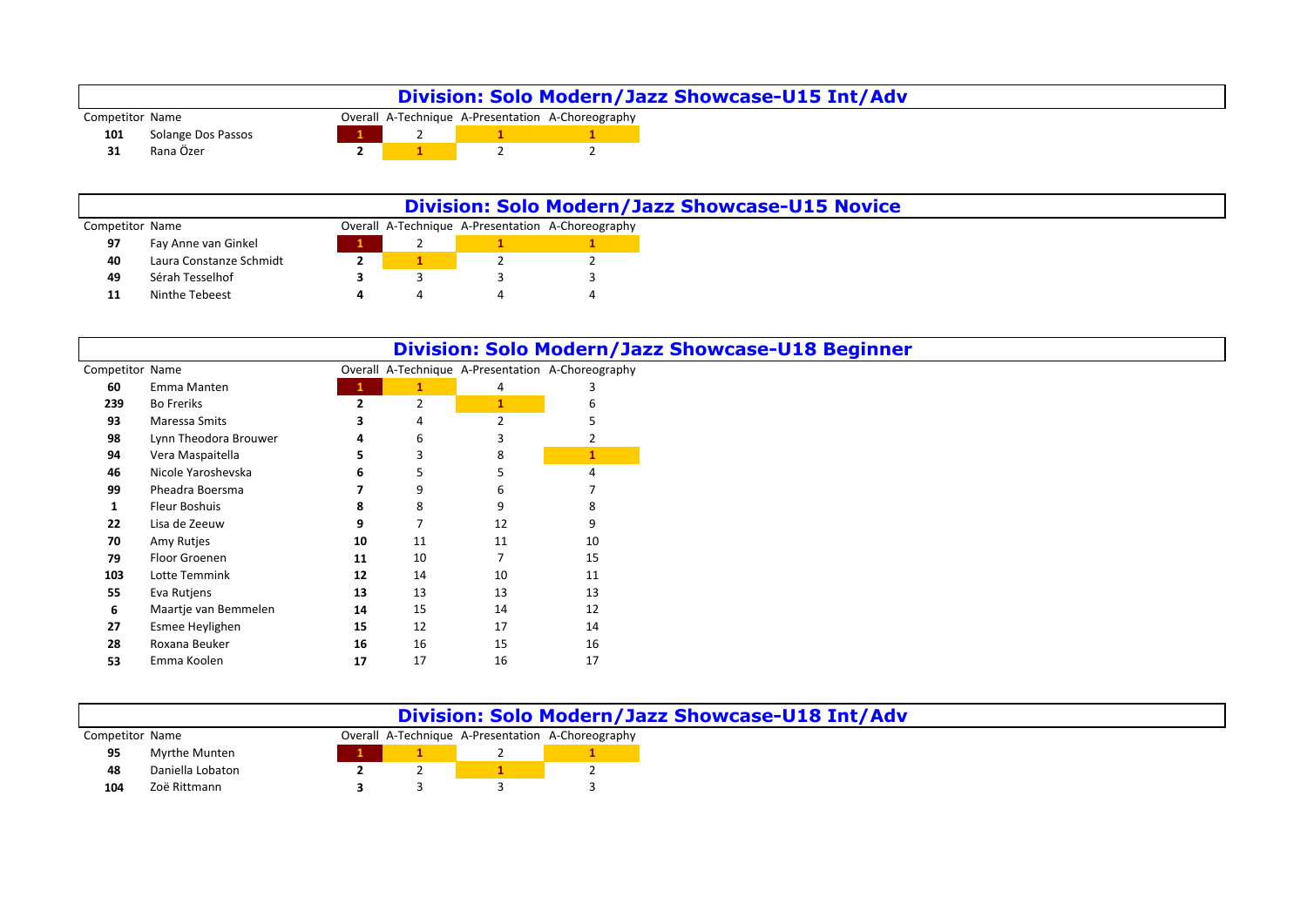## Division: Solo Modern/Jazz Showcase-U15 Int/Adv

| Competitor | Name | Overall | A-Technique | A-Presentation | A-Choreography |
|---|---|---|---|---|---|
| **101** | Solange Dos Passos | **1** | 2 | **1** | **1** |
| **31** | Rana Özer | **2** | **1** | 2 | 2 |

## Division: Solo Modern/Jazz Showcase-U15 Novice

| Competitor | Name | Overall | A-Technique | A-Presentation | A-Choreography |
|---|---|---|---|---|---|
| **97** | Fay Anne van Ginkel | **1** | 2 | **1** | **1** |
| **40** | Laura Constanze Schmidt | **2** | **1** | 2 | 2 |
| **49** | Sérah Tesselhof | **3** | 3 | 3 | 3 |
| **11** | Ninthe Tebeest | **4** | 4 | 4 | 4 |

## Division: Solo Modern/Jazz Showcase-U18 Beginner

| Competitor | Name | Overall | A-Technique | A-Presentation | A-Choreography |
|---|---|---|---|---|---|
| **60** | Emma Manten | **1** | **1** | 4 | 3 |
| **239** | Bo Freriks | **2** | 2 | **1** | 6 |
| **93** | Maressa Smits | **3** | 4 | 2 | 5 |
| **98** | Lynn Theodora Brouwer | **4** | 6 | 3 | 2 |
| **94** | Vera Maspaitella | **5** | 3 | 8 | **1** |
| **46** | Nicole Yaroshevska | **6** | 5 | 5 | 4 |
| **99** | Pheadra Boersma | **7** | 9 | 6 | 7 |
| **1** | Fleur Boshuis | **8** | 8 | 9 | 8 |
| **22** | Lisa de Zeeuw | **9** | 7 | 12 | 9 |
| **70** | Amy Rutjes | **10** | 11 | 11 | 10 |
| **79** | Floor Groenen | **11** | 10 | 7 | 15 |
| **103** | Lotte Temmink | **12** | 14 | 10 | 11 |
| **55** | Eva Rutjens | **13** | 13 | 13 | 13 |
| **6** | Maartje van Bemmelen | **14** | 15 | 14 | 12 |
| **27** | Esmee Heylighen | **15** | 12 | 17 | 14 |
| **28** | Roxana Beuker | **16** | 16 | 15 | 16 |
| **53** | Emma Koolen | **17** | 17 | 16 | 17 |

## Division: Solo Modern/Jazz Showcase-U18 Int/Adv

| Competitor | Name | Overall | A-Technique | A-Presentation | A-Choreography |
|---|---|---|---|---|---|
| **95** | Myrthe Munten | **1** | **1** | 2 | **1** |
| **48** | Daniella Lobaton | **2** | 2 | **1** | 2 |
| **104** | Zoë Rittmann | **3** | 3 | 3 | 3 |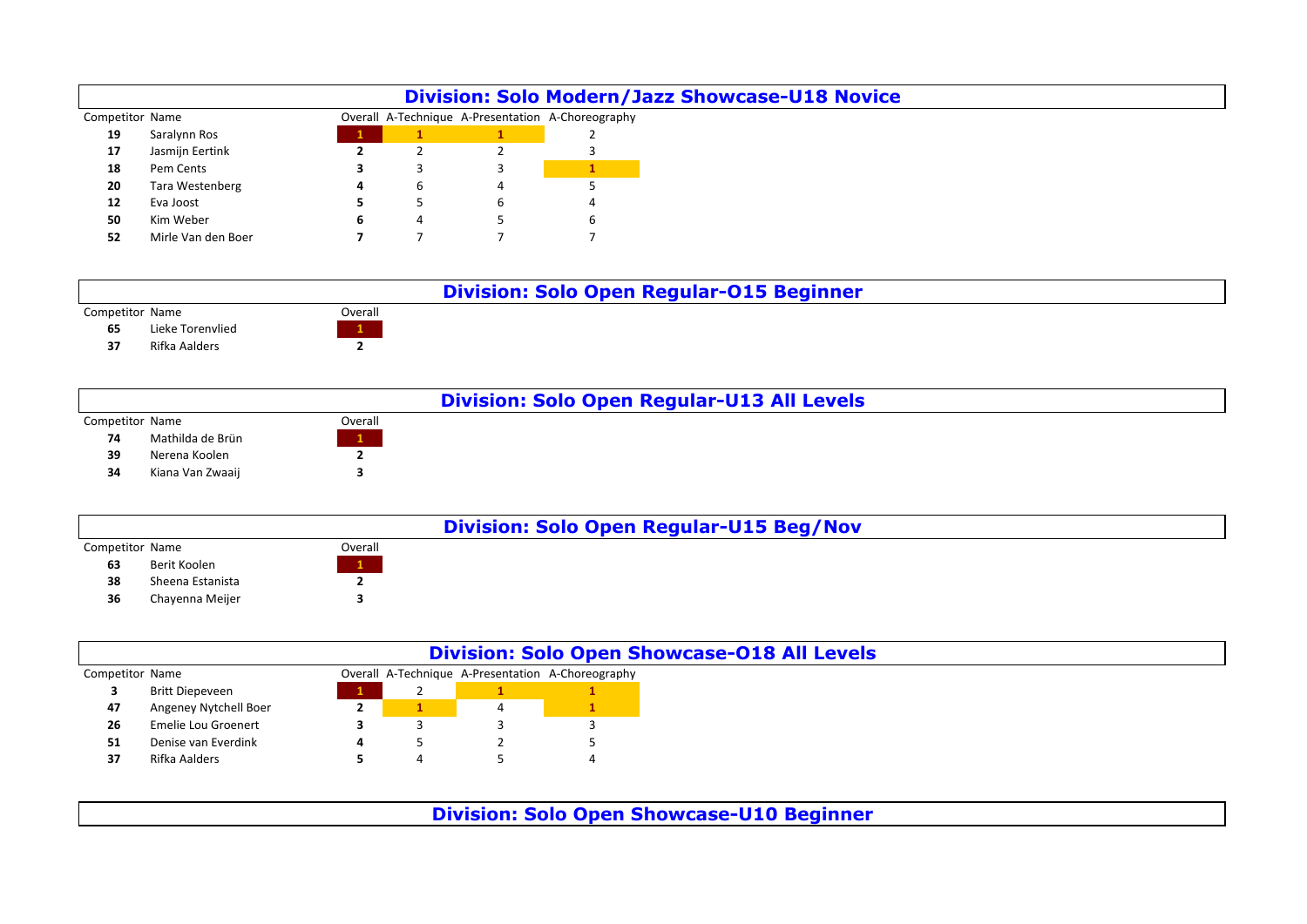## Division: Solo Modern/Jazz Showcase-U18 Novice

| Competitor | Name | Overall | A-Technique | A-Presentation | A-Choreography |
|---|---|---|---|---|---|
| 19 | Saralynn Ros | 1 | 1 | 1 | 2 |
| 17 | Jasmijn Eertink | 2 | 2 | 2 | 3 |
| 18 | Pem Cents | 3 | 3 | 3 | 1 |
| 20 | Tara Westenberg | 4 | 6 | 4 | 5 |
| 12 | Eva Joost | 5 | 5 | 6 | 4 |
| 50 | Kim Weber | 6 | 4 | 5 | 6 |
| 52 | Mirle Van den Boer | 7 | 7 | 7 | 7 |

## Division: Solo Open Regular-O15 Beginner

| Competitor | Name | Overall |
|---|---|---|
| 65 | Lieke Torenvlied | 1 |
| 37 | Rifka Aalders | 2 |

## Division: Solo Open Regular-U13 All Levels

| Competitor | Name | Overall |
|---|---|---|
| 74 | Mathilda de Brün | 1 |
| 39 | Nerena Koolen | 2 |
| 34 | Kiana Van Zwaaij | 3 |

## Division: Solo Open Regular-U15 Beg/Nov

| Competitor | Name | Overall |
|---|---|---|
| 63 | Berit Koolen | 1 |
| 38 | Sheena Estanista | 2 |
| 36 | Chayenna Meijer | 3 |

## Division: Solo Open Showcase-O18 All Levels

| Competitor | Name | Overall | A-Technique | A-Presentation | A-Choreography |
|---|---|---|---|---|---|
| 3 | Britt Diepeveen | 1 | 2 | 1 | 1 |
| 47 | Angeney Nytchell Boer | 2 | 1 | 4 | 1 |
| 26 | Emelie Lou Groenert | 3 | 3 | 3 | 3 |
| 51 | Denise van Everdink | 4 | 5 | 2 | 5 |
| 37 | Rifka Aalders | 5 | 4 | 5 | 4 |

## Division: Solo Open Showcase-U10 Beginner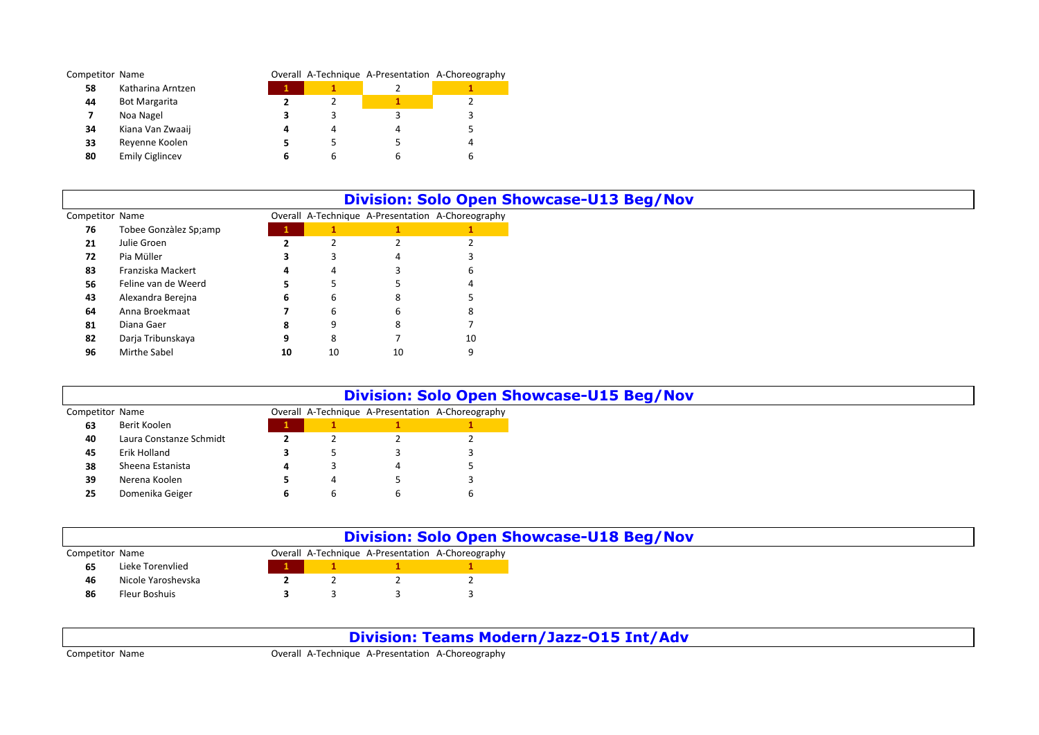| Competitor | Name | Overall | A-Technique | A-Presentation | A-Choreography |
|---|---|---|---|---|---|
| 58 | Katharina Arntzen | 1 | 1 | 2 | 1 |
| 44 | Bot Margarita | 2 | 2 | 1 | 2 |
| 7 | Noa Nagel | 3 | 3 | 3 | 3 |
| 34 | Kiana Van Zwaaij | 4 | 4 | 4 | 5 |
| 33 | Reyenne Koolen | 5 | 5 | 5 | 4 |
| 80 | Emily Ciglincev | 6 | 6 | 6 | 6 |

## Division: Solo Open Showcase-U13 Beg/Nov

| Competitor | Name | Overall | A-Technique | A-Presentation | A-Choreography |
|---|---|---|---|---|---|
| 76 | Tobee Gonzàlez Sp;amp | 1 | 1 | 1 | 1 |
| 21 | Julie Groen | 2 | 2 | 2 | 2 |
| 72 | Pia Müller | 3 | 3 | 4 | 3 |
| 83 | Franziska Mackert | 4 | 4 | 3 | 6 |
| 56 | Feline van de Weerd | 5 | 5 | 5 | 4 |
| 43 | Alexandra Berejna | 6 | 6 | 8 | 5 |
| 64 | Anna Broekmaat | 7 | 6 | 6 | 8 |
| 81 | Diana Gaer | 8 | 9 | 8 | 7 |
| 82 | Darja Tribunskaya | 9 | 8 | 7 | 10 |
| 96 | Mirthe Sabel | 10 | 10 | 10 | 9 |

## Division: Solo Open Showcase-U15 Beg/Nov

| Competitor | Name | Overall | A-Technique | A-Presentation | A-Choreography |
|---|---|---|---|---|---|
| 63 | Berit Koolen | 1 | 1 | 1 | 1 |
| 40 | Laura Constanze Schmidt | 2 | 2 | 2 | 2 |
| 45 | Erik Holland | 3 | 5 | 3 | 3 |
| 38 | Sheena Estanista | 4 | 3 | 4 | 5 |
| 39 | Nerena Koolen | 5 | 4 | 5 | 3 |
| 25 | Domenika Geiger | 6 | 6 | 6 | 6 |

## Division: Solo Open Showcase-U18 Beg/Nov

| Competitor | Name | Overall | A-Technique | A-Presentation | A-Choreography |
|---|---|---|---|---|---|
| 65 | Lieke Torenvlied | 1 | 1 | 1 | 1 |
| 46 | Nicole Yaroshevska | 2 | 2 | 2 | 2 |
| 86 | Fleur Boshuis | 3 | 3 | 3 | 3 |

## Division: Teams Modern/Jazz-O15 Int/Adv

| Competitor | Name | Overall | A-Technique | A-Presentation | A-Choreography |
|---|---|---|---|---|---|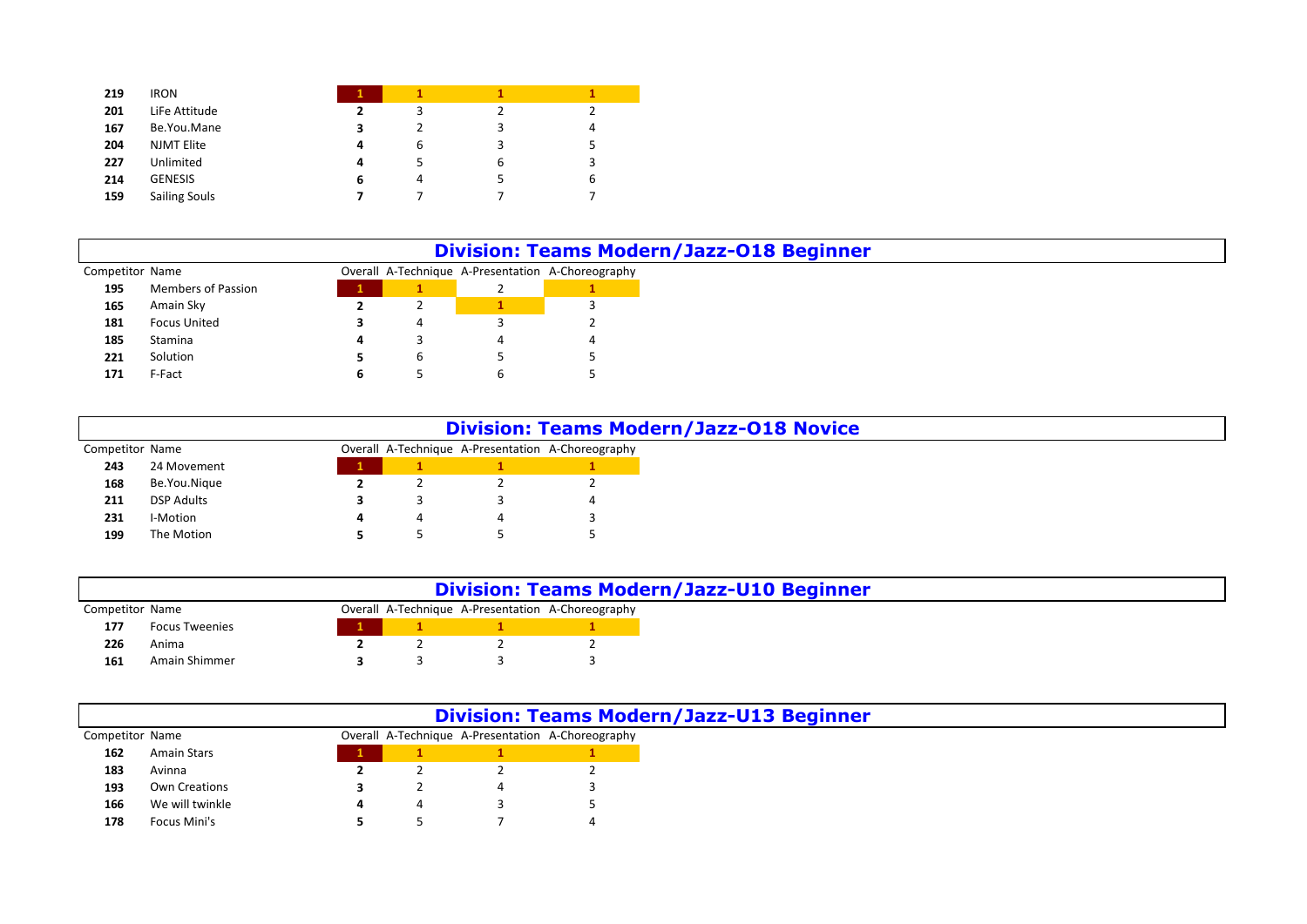| Competitor | Name | Overall | A-Technique | A-Presentation | A-Choreography |
|---|---|---|---|---|---|
| **219** | IRON | **1** | **1** | **1** | **1** |
| **201** | LiFe Attitude | **2** | 3 | 2 | 2 |
| **167** | Be.You.Mane | **3** | 2 | 3 | 4 |
| **204** | NJMT Elite | **4** | 6 | 3 | 5 |
| **227** | Unlimited | **4** | 5 | 6 | 3 |
| **214** | GENESIS | **6** | 4 | 5 | 6 |
| **159** | Sailing Souls | **7** | 7 | 7 | 7 |

## Division: Teams Modern/Jazz-O18 Beginner

| Competitor | Name | Overall | A-Technique | A-Presentation | A-Choreography |
|---|---|---|---|---|---|
| **195** | Members of Passion | **1** | **1** | 2 | **1** |
| **165** | Amain Sky | **2** | 2 | **1** | 3 |
| **181** | Focus United | **3** | 4 | 3 | 2 |
| **185** | Stamina | **4** | 3 | 4 | 4 |
| **221** | Solution | **5** | 6 | 5 | 5 |
| **171** | F-Fact | **6** | 5 | 6 | 5 |

## Division: Teams Modern/Jazz-O18 Novice

| Competitor | Name | Overall | A-Technique | A-Presentation | A-Choreography |
|---|---|---|---|---|---|
| **243** | 24 Movement | **1** | **1** | **1** | **1** |
| **168** | Be.You.Nique | **2** | 2 | 2 | 2 |
| **211** | DSP Adults | **3** | 3 | 3 | 4 |
| **231** | I-Motion | **4** | 4 | 4 | 3 |
| **199** | The Motion | **5** | 5 | 5 | 5 |

## Division: Teams Modern/Jazz-U10 Beginner

| Competitor | Name | Overall | A-Technique | A-Presentation | A-Choreography |
|---|---|---|---|---|---|
| **177** | Focus Tweenies | **1** | **1** | **1** | **1** |
| **226** | Anima | **2** | 2 | 2 | 2 |
| **161** | Amain Shimmer | **3** | 3 | 3 | 3 |

## Division: Teams Modern/Jazz-U13 Beginner

| Competitor | Name | Overall | A-Technique | A-Presentation | A-Choreography |
|---|---|---|---|---|---|
| **162** | Amain Stars | **1** | **1** | **1** | **1** |
| **183** | Avinna | **2** | 2 | 2 | 2 |
| **193** | Own Creations | **3** | 2 | 4 | 3 |
| **166** | We will twinkle | **4** | 4 | 3 | 5 |
| **178** | Focus Mini's | **5** | 5 | 7 | 4 |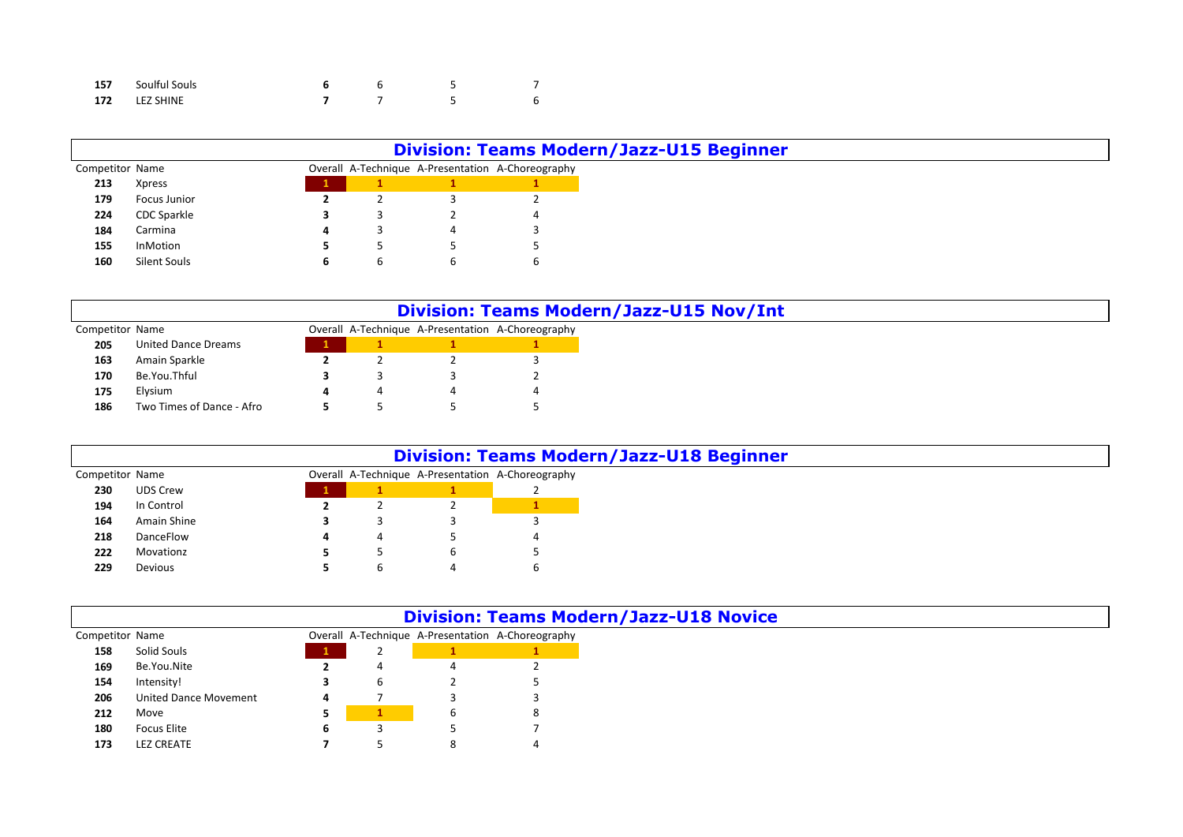| Competitor | Name | Overall | A-Technique | A-Presentation | A-Choreography |
|---|---|---|---|---|---|
| **157** | Soulful Souls | **6** | 6 | 5 | 7 |
| **172** | LEZ SHINE | **7** | 7 | 5 | 6 |

## Division: Teams Modern/Jazz-U15 Beginner

| Competitor | Name | Overall | A-Technique | A-Presentation | A-Choreography |
|---|---|---|---|---|---|
| **213** | Xpress | **1** | **1** | **1** | **1** |
| **179** | Focus Junior | **2** | 2 | 3 | 2 |
| **224** | CDC Sparkle | **3** | 3 | 2 | 4 |
| **184** | Carmina | **4** | 3 | 4 | 3 |
| **155** | InMotion | **5** | 5 | 5 | 5 |
| **160** | Silent Souls | **6** | 6 | 6 | 6 |

## Division: Teams Modern/Jazz-U15 Nov/Int

| Competitor | Name | Overall | A-Technique | A-Presentation | A-Choreography |
|---|---|---|---|---|---|
| **205** | United Dance Dreams | **1** | **1** | **1** | **1** |
| **163** | Amain Sparkle | **2** | 2 | 2 | 3 |
| **170** | Be.You.Thful | **3** | 3 | 3 | 2 |
| **175** | Elysium | **4** | 4 | 4 | 4 |
| **186** | Two Times of Dance - Afro | **5** | 5 | 5 | 5 |

## Division: Teams Modern/Jazz-U18 Beginner

| Competitor | Name | Overall | A-Technique | A-Presentation | A-Choreography |
|---|---|---|---|---|---|
| **230** | UDS Crew | **1** | **1** | **1** | 2 |
| **194** | In Control | **2** | 2 | 2 | **1** |
| **164** | Amain Shine | **3** | 3 | 3 | 3 |
| **218** | DanceFlow | **4** | 4 | 5 | 4 |
| **222** | Movationz | **5** | 5 | 6 | 5 |
| **229** | Devious | **5** | 6 | 4 | 6 |

## Division: Teams Modern/Jazz-U18 Novice

| Competitor | Name | Overall | A-Technique | A-Presentation | A-Choreography |
|---|---|---|---|---|---|
| **158** | Solid Souls | **1** | 2 | **1** | **1** |
| **169** | Be.You.Nite | **2** | 4 | 4 | 2 |
| **154** | Intensity! | **3** | 6 | 2 | 5 |
| **206** | United Dance Movement | **4** | 7 | 3 | 3 |
| **212** | Move | **5** | **1** | 6 | 8 |
| **180** | Focus Elite | **6** | 3 | 5 | 7 |
| **173** | LEZ CREATE | **7** | 5 | 8 | 4 |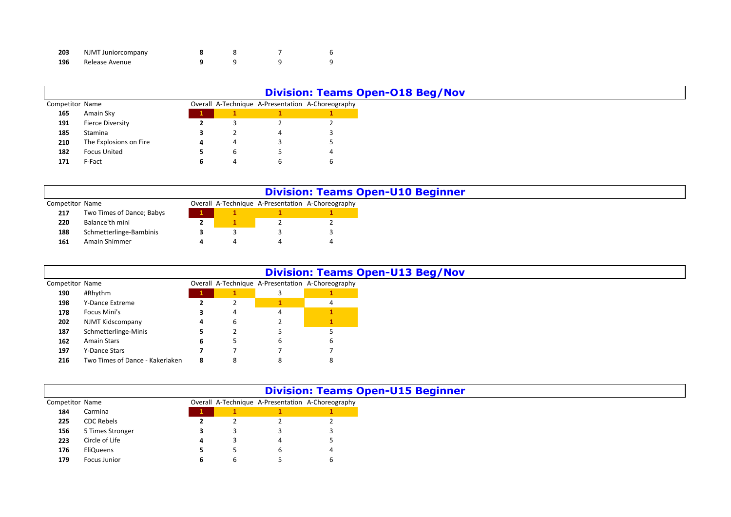| Competitor | Name | Overall | A-Technique | A-Presentation | A-Choreography |
|---|---|---|---|---|---|
| **203** | NJMT Juniorcompany | **8** | 8 | 7 | 6 |
| **196** | Release Avenue | **9** | 9 | 9 | 9 |

## Division: Teams Open-O18 Beg/Nov

| Competitor | Name | Overall | A-Technique | A-Presentation | A-Choreography |
|---|---|---|---|---|---|
| **165** | Amain Sky | **1** | **1** | **1** | **1** |
| **191** | Fierce Diversity | **2** | 3 | 2 | 2 |
| **185** | Stamina | **3** | 2 | 4 | 3 |
| **210** | The Explosions on Fire | **4** | 4 | 3 | 5 |
| **182** | Focus United | **5** | 6 | 5 | 4 |
| **171** | F-Fact | **6** | 4 | 6 | 6 |

## Division: Teams Open-U10 Beginner

| Competitor | Name | Overall | A-Technique | A-Presentation | A-Choreography |
|---|---|---|---|---|---|
| **217** | Two Times of Dance; Babys | **1** | **1** | **1** | **1** |
| **220** | Balance'th mini | **2** | **1** | 2 | 2 |
| **188** | Schmetterlinge-Bambinis | **3** | 3 | 3 | 3 |
| **161** | Amain Shimmer | **4** | 4 | 4 | 4 |

## Division: Teams Open-U13 Beg/Nov

| Competitor | Name | Overall | A-Technique | A-Presentation | A-Choreography |
|---|---|---|---|---|---|
| **190** | #Rhythm | **1** | **1** | 3 | **1** |
| **198** | Y-Dance Extreme | **2** | 2 | **1** | 4 |
| **178** | Focus Mini's | **3** | 4 | 4 | **1** |
| **202** | NJMT Kidscompany | **4** | 6 | 2 | **1** |
| **187** | Schmetterlinge-Minis | **5** | 2 | 5 | 5 |
| **162** | Amain Stars | **6** | 5 | 6 | 6 |
| **197** | Y-Dance Stars | **7** | 7 | 7 | 7 |
| **216** | Two Times of Dance - Kakerlaken | **8** | 8 | 8 | 8 |

## Division: Teams Open-U15 Beginner

| Competitor | Name | Overall | A-Technique | A-Presentation | A-Choreography |
|---|---|---|---|---|---|
| **184** | Carmina | **1** | **1** | **1** | **1** |
| **225** | CDC Rebels | **2** | 2 | 2 | 2 |
| **156** | 5 Times Stronger | **3** | 3 | 3 | 3 |
| **223** | Circle of Life | **4** | 3 | 4 | 5 |
| **176** | EliQueens | **5** | 5 | 6 | 4 |
| **179** | Focus Junior | **6** | 6 | 5 | 6 |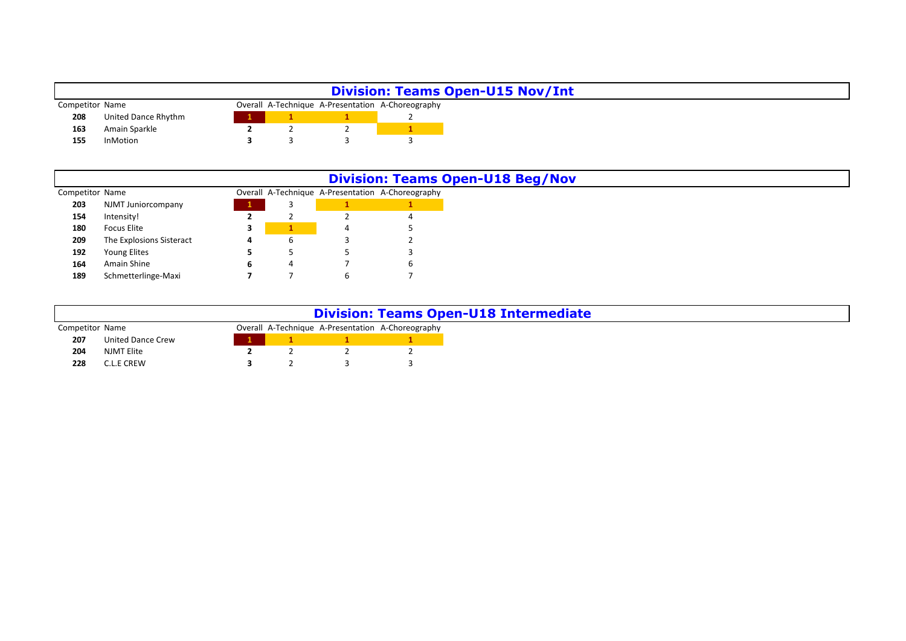## Division: Teams Open-U15 Nov/Int

| Competitor | Name | Overall | A-Technique | A-Presentation | A-Choreography |
|---|---|---|---|---|---|
| **208** | United Dance Rhythm | **1** | **1** | **1** | 2 |
| **163** | Amain Sparkle | **2** | 2 | 2 | **1** |
| **155** | InMotion | **3** | 3 | 3 | 3 |

## Division: Teams Open-U18 Beg/Nov

| Competitor | Name | Overall | A-Technique | A-Presentation | A-Choreography |
|---|---|---|---|---|---|
| **203** | NJMT Juniorcompany | **1** | 3 | **1** | **1** |
| **154** | Intensity! | **2** | 2 | 2 | 4 |
| **180** | Focus Elite | **3** | **1** | 4 | 5 |
| **209** | The Explosions Sisteract | **4** | 6 | 3 | 2 |
| **192** | Young Elites | **5** | 5 | 5 | 3 |
| **164** | Amain Shine | **6** | 4 | 7 | 6 |
| **189** | Schmetterlinge-Maxi | **7** | 7 | 6 | 7 |

## Division: Teams Open-U18 Intermediate

| Competitor | Name | Overall | A-Technique | A-Presentation | A-Choreography |
|---|---|---|---|---|---|
| **207** | United Dance Crew | **1** | **1** | **1** | **1** |
| **204** | NJMT Elite | **2** | 2 | 2 | 2 |
| **228** | C.L.E CREW | **3** | 2 | 3 | 3 |